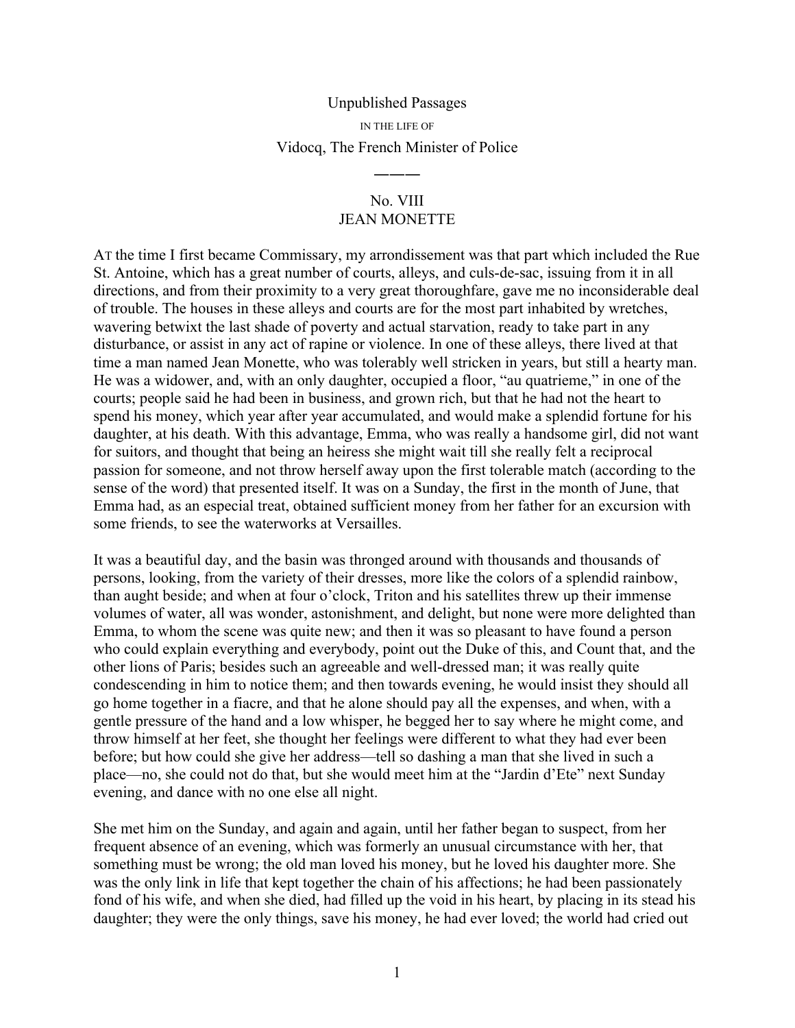Unpublished Passages

IN THE LIFE OF

Vidocq, The French Minister of Police

———

# No. VIII
# JEAN MONETTE

AT the time I first became Commissary, my arrondissement was that part which included the Rue St. Antoine, which has a great number of courts, alleys, and culs-de-sac, issuing from it in all directions, and from their proximity to a very great thoroughfare, gave me no inconsiderable deal of trouble. The houses in these alleys and courts are for the most part inhabited by wretches, wavering betwixt the last shade of poverty and actual starvation, ready to take part in any disturbance, or assist in any act of rapine or violence. In one of these alleys, there lived at that time a man named Jean Monette, who was tolerably well stricken in years, but still a hearty man. He was a widower, and, with an only daughter, occupied a floor, "au quatrieme," in one of the courts; people said he had been in business, and grown rich, but that he had not the heart to spend his money, which year after year accumulated, and would make a splendid fortune for his daughter, at his death. With this advantage, Emma, who was really a handsome girl, did not want for suitors, and thought that being an heiress she might wait till she really felt a reciprocal passion for someone, and not throw herself away upon the first tolerable match (according to the sense of the word) that presented itself. It was on a Sunday, the first in the month of June, that Emma had, as an especial treat, obtained sufficient money from her father for an excursion with some friends, to see the waterworks at Versailles.

It was a beautiful day, and the basin was thronged around with thousands and thousands of persons, looking, from the variety of their dresses, more like the colors of a splendid rainbow, than aught beside; and when at four o'clock, Triton and his satellites threw up their immense volumes of water, all was wonder, astonishment, and delight, but none were more delighted than Emma, to whom the scene was quite new; and then it was so pleasant to have found a person who could explain everything and everybody, point out the Duke of this, and Count that, and the other lions of Paris; besides such an agreeable and well-dressed man; it was really quite condescending in him to notice them; and then towards evening, he would insist they should all go home together in a fiacre, and that he alone should pay all the expenses, and when, with a gentle pressure of the hand and a low whisper, he begged her to say where he might come, and throw himself at her feet, she thought her feelings were different to what they had ever been before; but how could she give her address—tell so dashing a man that she lived in such a place—no, she could not do that, but she would meet him at the "Jardin d'Ete" next Sunday evening, and dance with no one else all night.

She met him on the Sunday, and again and again, until her father began to suspect, from her frequent absence of an evening, which was formerly an unusual circumstance with her, that something must be wrong; the old man loved his money, but he loved his daughter more. She was the only link in life that kept together the chain of his affections; he had been passionately fond of his wife, and when she died, had filled up the void in his heart, by placing in its stead his daughter; they were the only things, save his money, he had ever loved; the world had cried out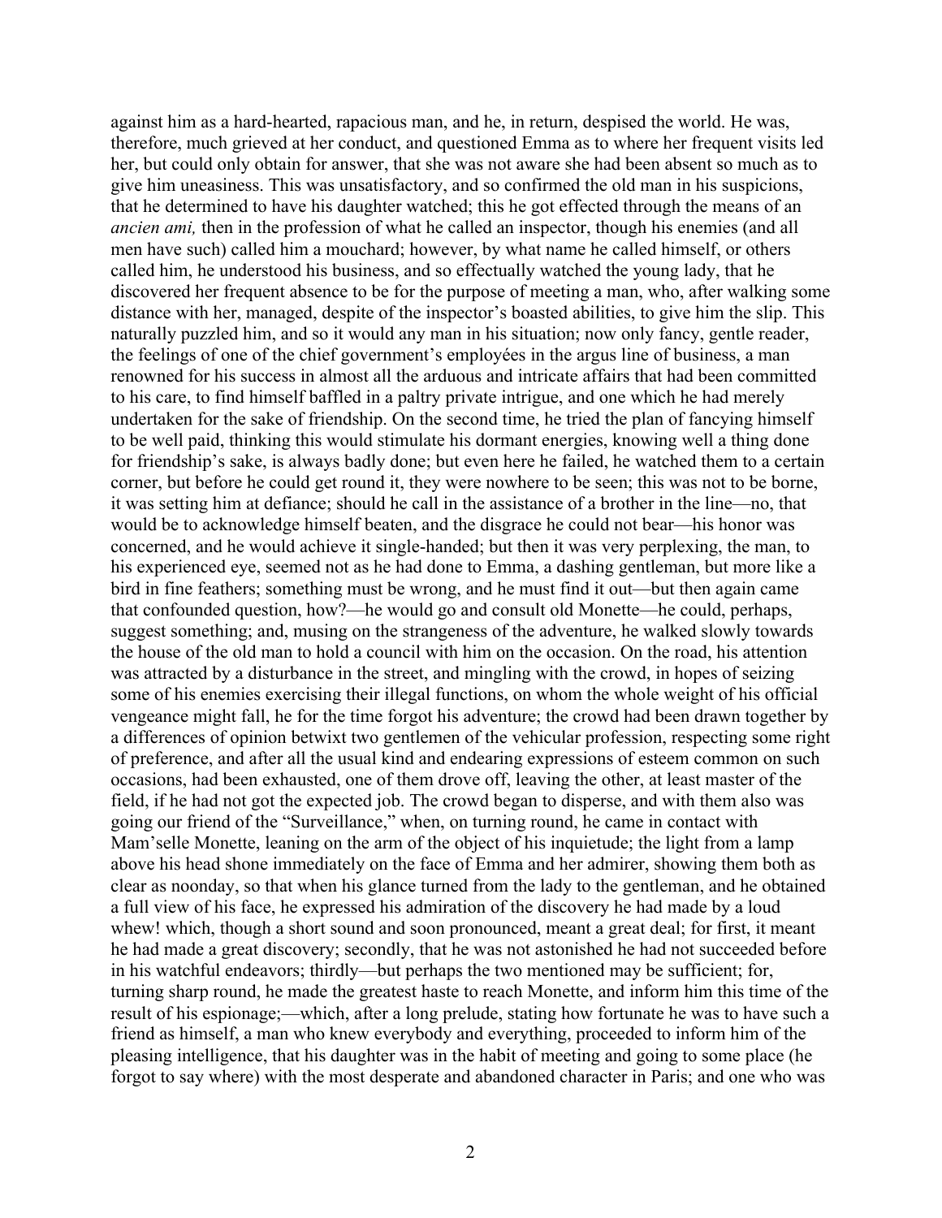against him as a hard-hearted, rapacious man, and he, in return, despised the world. He was, therefore, much grieved at her conduct, and questioned Emma as to where her frequent visits led her, but could only obtain for answer, that she was not aware she had been absent so much as to give him uneasiness. This was unsatisfactory, and so confirmed the old man in his suspicions, that he determined to have his daughter watched; this he got effected through the means of an *ancien ami,* then in the profession of what he called an inspector, though his enemies (and all men have such) called him a mouchard; however, by what name he called himself, or others called him, he understood his business, and so effectually watched the young lady, that he discovered her frequent absence to be for the purpose of meeting a man, who, after walking some distance with her, managed, despite of the inspector's boasted abilities, to give him the slip. This naturally puzzled him, and so it would any man in his situation; now only fancy, gentle reader, the feelings of one of the chief government's employées in the argus line of business, a man renowned for his success in almost all the arduous and intricate affairs that had been committed to his care, to find himself baffled in a paltry private intrigue, and one which he had merely undertaken for the sake of friendship. On the second time, he tried the plan of fancying himself to be well paid, thinking this would stimulate his dormant energies, knowing well a thing done for friendship's sake, is always badly done; but even here he failed, he watched them to a certain corner, but before he could get round it, they were nowhere to be seen; this was not to be borne, it was setting him at defiance; should he call in the assistance of a brother in the line—no, that would be to acknowledge himself beaten, and the disgrace he could not bear—his honor was concerned, and he would achieve it single-handed; but then it was very perplexing, the man, to his experienced eye, seemed not as he had done to Emma, a dashing gentleman, but more like a bird in fine feathers; something must be wrong, and he must find it out—but then again came that confounded question, how?—he would go and consult old Monette—he could, perhaps, suggest something; and, musing on the strangeness of the adventure, he walked slowly towards the house of the old man to hold a council with him on the occasion. On the road, his attention was attracted by a disturbance in the street, and mingling with the crowd, in hopes of seizing some of his enemies exercising their illegal functions, on whom the whole weight of his official vengeance might fall, he for the time forgot his adventure; the crowd had been drawn together by a differences of opinion betwixt two gentlemen of the vehicular profession, respecting some right of preference, and after all the usual kind and endearing expressions of esteem common on such occasions, had been exhausted, one of them drove off, leaving the other, at least master of the field, if he had not got the expected job. The crowd began to disperse, and with them also was going our friend of the "Surveillance," when, on turning round, he came in contact with Mam'selle Monette, leaning on the arm of the object of his inquietude; the light from a lamp above his head shone immediately on the face of Emma and her admirer, showing them both as clear as noonday, so that when his glance turned from the lady to the gentleman, and he obtained a full view of his face, he expressed his admiration of the discovery he had made by a loud whew! which, though a short sound and soon pronounced, meant a great deal; for first, it meant he had made a great discovery; secondly, that he was not astonished he had not succeeded before in his watchful endeavors; thirdly—but perhaps the two mentioned may be sufficient; for, turning sharp round, he made the greatest haste to reach Monette, and inform him this time of the result of his espionage;—which, after a long prelude, stating how fortunate he was to have such a friend as himself, a man who knew everybody and everything, proceeded to inform him of the pleasing intelligence, that his daughter was in the habit of meeting and going to some place (he forgot to say where) with the most desperate and abandoned character in Paris; and one who was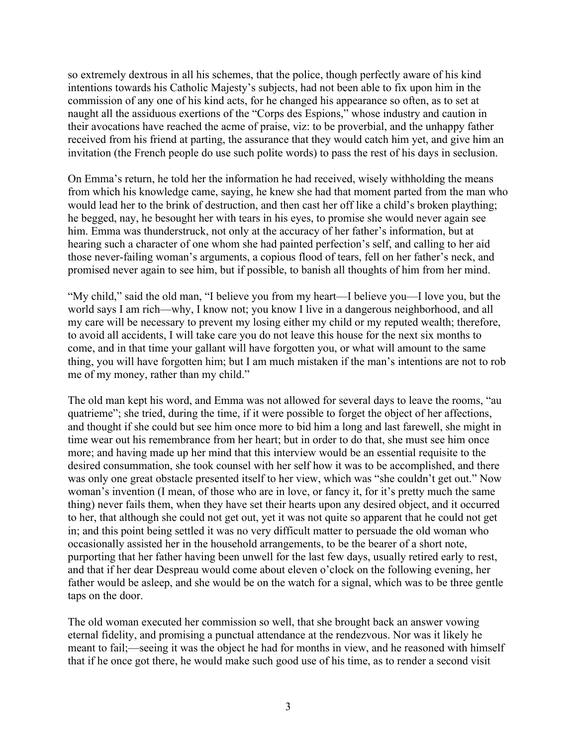so extremely dextrous in all his schemes, that the police, though perfectly aware of his kind intentions towards his Catholic Majesty's subjects, had not been able to fix upon him in the commission of any one of his kind acts, for he changed his appearance so often, as to set at naught all the assiduous exertions of the "Corps des Espions," whose industry and caution in their avocations have reached the acme of praise, viz: to be proverbial, and the unhappy father received from his friend at parting, the assurance that they would catch him yet, and give him an invitation (the French people do use such polite words) to pass the rest of his days in seclusion.

On Emma's return, he told her the information he had received, wisely withholding the means from which his knowledge came, saying, he knew she had that moment parted from the man who would lead her to the brink of destruction, and then cast her off like a child's broken plaything; he begged, nay, he besought her with tears in his eyes, to promise she would never again see him. Emma was thunderstruck, not only at the accuracy of her father's information, but at hearing such a character of one whom she had painted perfection's self, and calling to her aid those never-failing woman's arguments, a copious flood of tears, fell on her father's neck, and promised never again to see him, but if possible, to banish all thoughts of him from her mind.

"My child," said the old man, "I believe you from my heart—I believe you—I love you, but the world says I am rich—why, I know not; you know I live in a dangerous neighborhood, and all my care will be necessary to prevent my losing either my child or my reputed wealth; therefore, to avoid all accidents, I will take care you do not leave this house for the next six months to come, and in that time your gallant will have forgotten you, or what will amount to the same thing, you will have forgotten him; but I am much mistaken if the man's intentions are not to rob me of my money, rather than my child."

The old man kept his word, and Emma was not allowed for several days to leave the rooms, "au quatrieme"; she tried, during the time, if it were possible to forget the object of her affections, and thought if she could but see him once more to bid him a long and last farewell, she might in time wear out his remembrance from her heart; but in order to do that, she must see him once more; and having made up her mind that this interview would be an essential requisite to the desired consummation, she took counsel with her self how it was to be accomplished, and there was only one great obstacle presented itself to her view, which was "she couldn't get out." Now woman's invention (I mean, of those who are in love, or fancy it, for it's pretty much the same thing) never fails them, when they have set their hearts upon any desired object, and it occurred to her, that although she could not get out, yet it was not quite so apparent that he could not get in; and this point being settled it was no very difficult matter to persuade the old woman who occasionally assisted her in the household arrangements, to be the bearer of a short note, purporting that her father having been unwell for the last few days, usually retired early to rest, and that if her dear Despreau would come about eleven o'clock on the following evening, her father would be asleep, and she would be on the watch for a signal, which was to be three gentle taps on the door.

The old woman executed her commission so well, that she brought back an answer vowing eternal fidelity, and promising a punctual attendance at the rendezvous. Nor was it likely he meant to fail;—seeing it was the object he had for months in view, and he reasoned with himself that if he once got there, he would make such good use of his time, as to render a second visit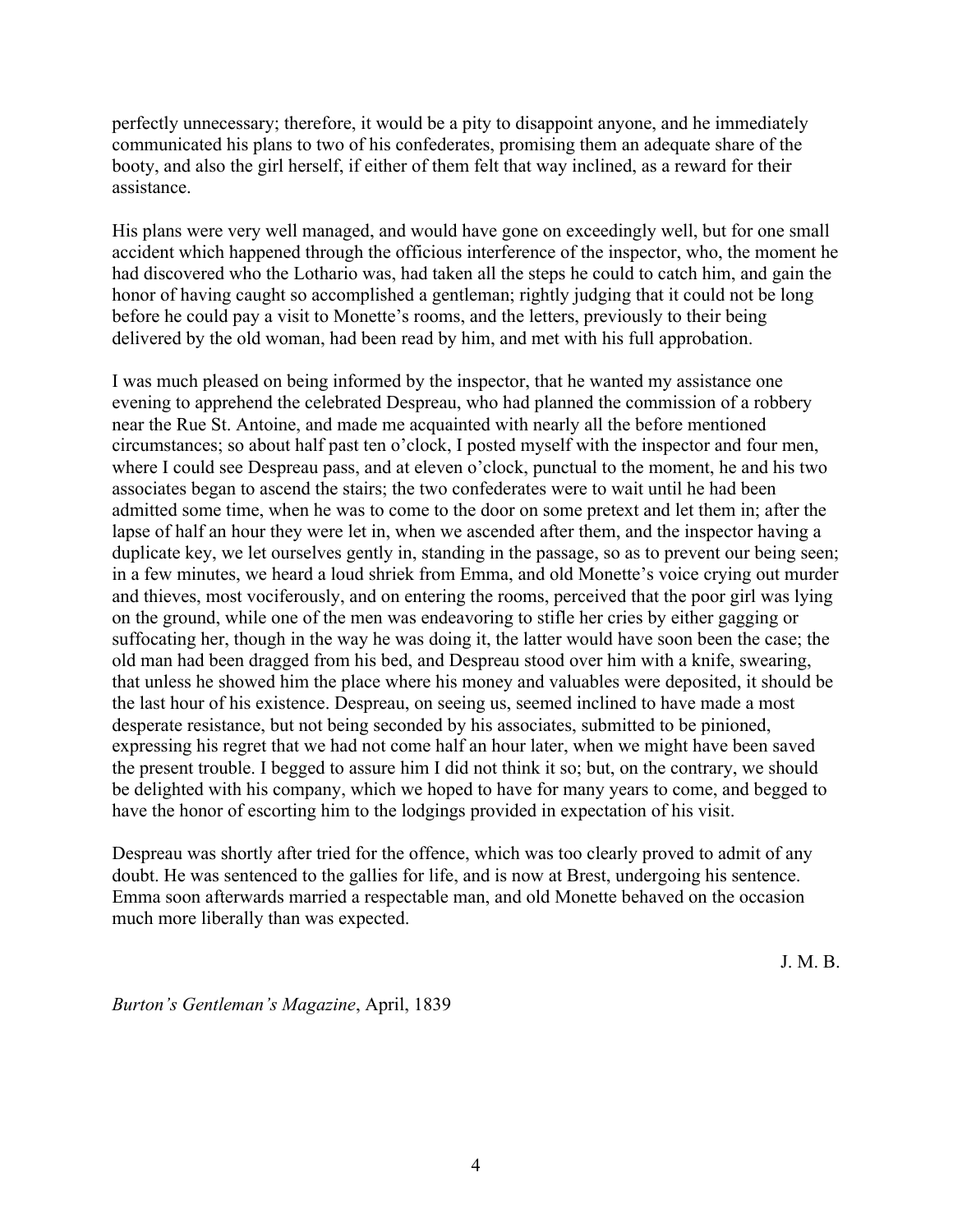perfectly unnecessary; therefore, it would be a pity to disappoint anyone, and he immediately communicated his plans to two of his confederates, promising them an adequate share of the booty, and also the girl herself, if either of them felt that way inclined, as a reward for their assistance.

His plans were very well managed, and would have gone on exceedingly well, but for one small accident which happened through the officious interference of the inspector, who, the moment he had discovered who the Lothario was, had taken all the steps he could to catch him, and gain the honor of having caught so accomplished a gentleman; rightly judging that it could not be long before he could pay a visit to Monette's rooms, and the letters, previously to their being delivered by the old woman, had been read by him, and met with his full approbation.

I was much pleased on being informed by the inspector, that he wanted my assistance one evening to apprehend the celebrated Despreau, who had planned the commission of a robbery near the Rue St. Antoine, and made me acquainted with nearly all the before mentioned circumstances; so about half past ten o'clock, I posted myself with the inspector and four men, where I could see Despreau pass, and at eleven o'clock, punctual to the moment, he and his two associates began to ascend the stairs; the two confederates were to wait until he had been admitted some time, when he was to come to the door on some pretext and let them in; after the lapse of half an hour they were let in, when we ascended after them, and the inspector having a duplicate key, we let ourselves gently in, standing in the passage, so as to prevent our being seen; in a few minutes, we heard a loud shriek from Emma, and old Monette's voice crying out murder and thieves, most vociferously, and on entering the rooms, perceived that the poor girl was lying on the ground, while one of the men was endeavoring to stifle her cries by either gagging or suffocating her, though in the way he was doing it, the latter would have soon been the case; the old man had been dragged from his bed, and Despreau stood over him with a knife, swearing, that unless he showed him the place where his money and valuables were deposited, it should be the last hour of his existence. Despreau, on seeing us, seemed inclined to have made a most desperate resistance, but not being seconded by his associates, submitted to be pinioned, expressing his regret that we had not come half an hour later, when we might have been saved the present trouble. I begged to assure him I did not think it so; but, on the contrary, we should be delighted with his company, which we hoped to have for many years to come, and begged to have the honor of escorting him to the lodgings provided in expectation of his visit.

Despreau was shortly after tried for the offence, which was too clearly proved to admit of any doubt. He was sentenced to the gallies for life, and is now at Brest, undergoing his sentence. Emma soon afterwards married a respectable man, and old Monette behaved on the occasion much more liberally than was expected.

J. M. B.

*Burton's Gentleman's Magazine*, April, 1839